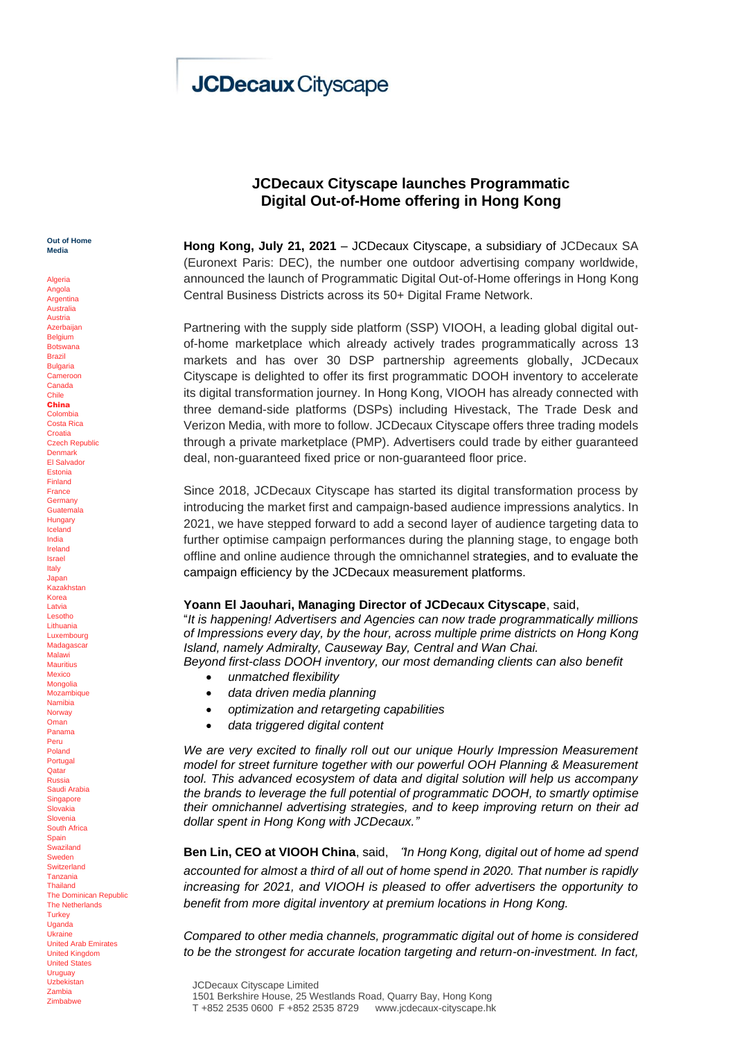# JCDecaux Cityscape

## JCDecaux Cityscape launches Programmatic Digital Out-of-Home offering in Hong Kong

**Out of Home Media**

Algeria
Angola
Argentina
Australia
Austria
Azerbaijan
Belgium
Botswana
Brazil
Bulgaria
Cameroon
Canada
Chile
**China**
Colombia
Costa Rica
Croatia
Czech Republic
Denmark
El Salvador
Estonia
Finland
France
Germany
Guatemala
Hungary
Iceland
India
Ireland
Israel
Italy
Japan
Kazakhstan
Korea
Latvia
Lesotho
Lithuania
Luxembourg
Madagascar
Malawi
Mauritius
Mexico
Mongolia
Mozambique
Namibia
Norway
Oman
Panama
Peru
Poland
Portugal
Qatar
Russia
Saudi Arabia
Singapore
Slovakia
Slovenia
South Africa
Spain
Swaziland
Sweden
Switzerland
Tanzania
Thailand
The Dominican Republic
The Netherlands
Turkey
Uganda
Ukraine
United Arab Emirates
United Kingdom
United States
Uruguay
Uzbekistan
Zambia
Zimbabwe

**Hong Kong, July 21, 2021** – JCDecaux Cityscape, a subsidiary of JCDecaux SA (Euronext Paris: DEC), the number one outdoor advertising company worldwide, announced the launch of Programmatic Digital Out-of-Home offerings in Hong Kong Central Business Districts across its 50+ Digital Frame Network.

Partnering with the supply side platform (SSP) VIOOH, a leading global digital out-of-home marketplace which already actively trades programmatically across 13 markets and has over 30 DSP partnership agreements globally, JCDecaux Cityscape is delighted to offer its first programmatic DOOH inventory to accelerate its digital transformation journey. In Hong Kong, VIOOH has already connected with three demand-side platforms (DSPs) including Hivestack, The Trade Desk and Verizon Media, with more to follow. JCDecaux Cityscape offers three trading models through a private marketplace (PMP). Advertisers could trade by either guaranteed deal, non-guaranteed fixed price or non-guaranteed floor price.

Since 2018, JCDecaux Cityscape has started its digital transformation process by introducing the market first and campaign-based audience impressions analytics. In 2021, we have stepped forward to add a second layer of audience targeting data to further optimise campaign performances during the planning stage, to engage both offline and online audience through the omnichannel strategies, and to evaluate the campaign efficiency by the JCDecaux measurement platforms.

**Yoann El Jaouhari, Managing Director of JCDecaux Cityscape**, said,
"*It is happening! Advertisers and Agencies can now trade programmatically millions of Impressions every day, by the hour, across multiple prime districts on Hong Kong Island, namely Admiralty, Causeway Bay, Central and Wan Chai.*
*Beyond first-class DOOH inventory, our most demanding clients can also benefit*

- *unmatched flexibility*
- *data driven media planning*
- *optimization and retargeting capabilities*
- *data triggered digital content*

*We are very excited to finally roll out our unique Hourly Impression Measurement model for street furniture together with our powerful OOH Planning & Measurement tool. This advanced ecosystem of data and digital solution will help us accompany the brands to leverage the full potential of programmatic DOOH, to smartly optimise their omnichannel advertising strategies, and to keep improving return on their ad dollar spent in Hong Kong with JCDecaux."*

**Ben Lin, CEO at VIOOH China**, said, *"In Hong Kong, digital out of home ad spend accounted for almost a third of all out of home spend in 2020. That number is rapidly increasing for 2021, and VIOOH is pleased to offer advertisers the opportunity to benefit from more digital inventory at premium locations in Hong Kong.*

*Compared to other media channels, programmatic digital out of home is considered to be the strongest for accurate location targeting and return-on-investment. In fact,*

JCDecaux Cityscape Limited
1501 Berkshire House, 25 Westlands Road, Quarry Bay, Hong Kong
T +852 2535 0600 F +852 2535 8729 www.jcdecaux-cityscape.hk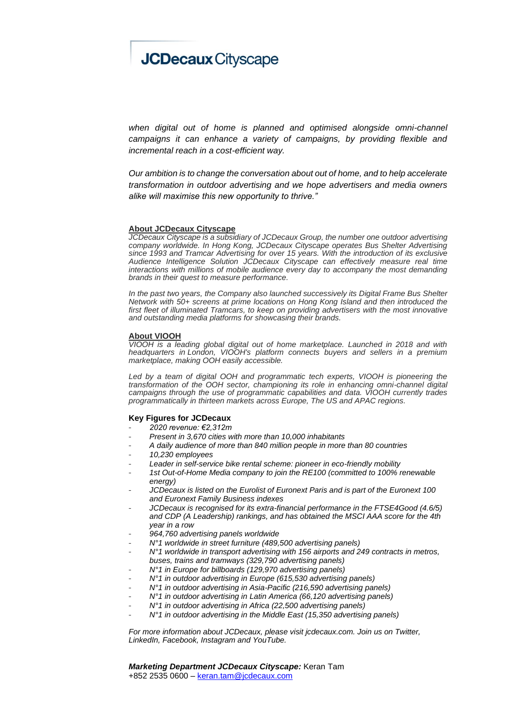# JCDecaux Cityscape

*when digital out of home is planned and optimised alongside omni-channel campaigns it can enhance a variety of campaigns, by providing flexible and incremental reach in a cost-efficient way.*

*Our ambition is to change the conversation about out of home, and to help accelerate transformation in outdoor advertising and we hope advertisers and media owners alike will maximise this new opportunity to thrive."*

**About JCDecaux Cityscape**

*JCDecaux Cityscape is a subsidiary of JCDecaux Group, the number one outdoor advertising company worldwide. In Hong Kong, JCDecaux Cityscape operates Bus Shelter Advertising since 1993 and Tramcar Advertising for over 15 years. With the introduction of its exclusive Audience Intelligence Solution JCDecaux Cityscape can effectively measure real time interactions with millions of mobile audience every day to accompany the most demanding brands in their quest to measure performance.*

*In the past two years, the Company also launched successively its Digital Frame Bus Shelter Network with 50+ screens at prime locations on Hong Kong Island and then introduced the first fleet of illuminated Tramcars, to keep on providing advertisers with the most innovative and outstanding media platforms for showcasing their brands.*

**About VIOOH**

*VIOOH is a leading global digital out of home marketplace. Launched in 2018 and with headquarters in London, VIOOH's platform connects buyers and sellers in a premium marketplace, making OOH easily accessible.*

*Led by a team of digital OOH and programmatic tech experts, VIOOH is pioneering the transformation of the OOH sector, championing its role in enhancing omni-channel digital campaigns through the use of programmatic capabilities and data. VIOOH currently trades programmatically in thirteen markets across Europe, The US and APAC regions.*

**Key Figures for JCDecaux**

- *2020 revenue: €2,312m*
- *Present in 3,670 cities with more than 10,000 inhabitants*
- *A daily audience of more than 840 million people in more than 80 countries*
- *10,230 employees*
- *Leader in self-service bike rental scheme: pioneer in eco-friendly mobility*
- *1st Out-of-Home Media company to join the RE100 (committed to 100% renewable energy)*
- *JCDecaux is listed on the Eurolist of Euronext Paris and is part of the Euronext 100 and Euronext Family Business indexes*
- *JCDecaux is recognised for its extra-financial performance in the FTSE4Good (4.6/5) and CDP (A Leadership) rankings, and has obtained the MSCI AAA score for the 4th year in a row*
- *964,760 advertising panels worldwide*
- *N°1 worldwide in street furniture (489,500 advertising panels)*
- *N°1 worldwide in transport advertising with 156 airports and 249 contracts in metros, buses, trains and tramways (329,790 advertising panels)*
- *N°1 in Europe for billboards (129,970 advertising panels)*
- *N°1 in outdoor advertising in Europe (615,530 advertising panels)*
- *N°1 in outdoor advertising in Asia-Pacific (216,590 advertising panels)*
- *N°1 in outdoor advertising in Latin America (66,120 advertising panels)*
- *N°1 in outdoor advertising in Africa (22,500 advertising panels)*
- *N°1 in outdoor advertising in the Middle East (15,350 advertising panels)*

*For more information about JCDecaux, please visit jcdecaux.com. Join us on Twitter, LinkedIn, Facebook, Instagram and YouTube.*

***Marketing Department JCDecaux Cityscape:*** Keran Tam
+852 2535 0600 – keran.tam@jcdecaux.com